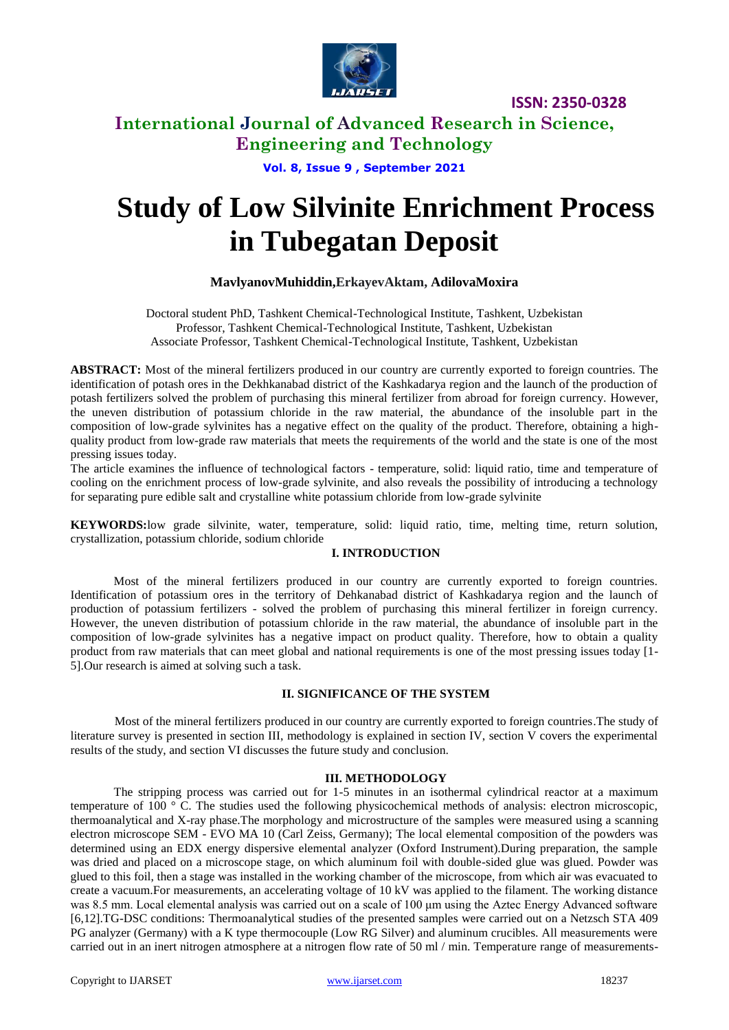# Study of Low Silvinite Enrichment Process in Tubegatan Deposit

**MavlyanovMuhiddin,ErkayevAktam, AdilovaMoxira**

Doctoral student PhD, Tashkent Chemical-Technological Institute, Tashkent, Uzbekistan
Professor, Tashkent Chemical-Technological Institute, Tashkent, Uzbekistan
Associate Professor, Tashkent Chemical-Technological Institute, Tashkent, Uzbekistan

**ABSTRACT:** Most of the mineral fertilizers produced in our country are currently exported to foreign countries. The identification of potash ores in the Dekhkanabad district of the Kashkadarya region and the launch of the production of potash fertilizers solved the problem of purchasing this mineral fertilizer from abroad for foreign currency. However, the uneven distribution of potassium chloride in the raw material, the abundance of the insoluble part in the composition of low-grade sylvinites has a negative effect on the quality of the product. Therefore, obtaining a high-quality product from low-grade raw materials that meets the requirements of the world and the state is one of the most pressing issues today.

The article examines the influence of technological factors - temperature, solid: liquid ratio, time and temperature of cooling on the enrichment process of low-grade sylvinite, and also reveals the possibility of introducing a technology for separating pure edible salt and crystalline white potassium chloride from low-grade sylvinite

**KEYWORDS:**low grade silvinite, water, temperature, solid: liquid ratio, time, melting time, return solution, crystallization, potassium chloride, sodium chloride

## I. INTRODUCTION

Most of the mineral fertilizers produced in our country are currently exported to foreign countries. Identification of potassium ores in the territory of Dehkanabad district of Kashkadarya region and the launch of production of potassium fertilizers - solved the problem of purchasing this mineral fertilizer in foreign currency. However, the uneven distribution of potassium chloride in the raw material, the abundance of insoluble part in the composition of low-grade sylvinites has a negative impact on product quality. Therefore, how to obtain a quality product from raw materials that can meet global and national requirements is one of the most pressing issues today [1-5].Our research is aimed at solving such a task.

## II. SIGNIFICANCE OF THE SYSTEM

Most of the mineral fertilizers produced in our country are currently exported to foreign countries.The study of literature survey is presented in section III, methodology is explained in section IV, section V covers the experimental results of the study, and section VI discusses the future study and conclusion.

## III. METHODOLOGY

The stripping process was carried out for 1-5 minutes in an isothermal cylindrical reactor at a maximum temperature of 100 ° C. The studies used the following physicochemical methods of analysis: electron microscopic, thermoanalytical and X-ray phase.The morphology and microstructure of the samples were measured using a scanning electron microscope SEM - EVO MA 10 (Carl Zeiss, Germany); The local elemental composition of the powders was determined using an EDX energy dispersive elemental analyzer (Oxford Instrument).During preparation, the sample was dried and placed on a microscope stage, on which aluminum foil with double-sided glue was glued. Powder was glued to this foil, then a stage was installed in the working chamber of the microscope, from which air was evacuated to create a vacuum.For measurements, an accelerating voltage of 10 kV was applied to the filament. The working distance was 8.5 mm. Local elemental analysis was carried out on a scale of 100 μm using the Aztec Energy Advanced software [6,12].TG-DSC conditions: Thermoanalytical studies of the presented samples were carried out on a Netzsch STA 409 PG analyzer (Germany) with a K type thermocouple (Low RG Silver) and aluminum crucibles. All measurements were carried out in an inert nitrogen atmosphere at a nitrogen flow rate of 50 ml / min. Temperature range of measurements-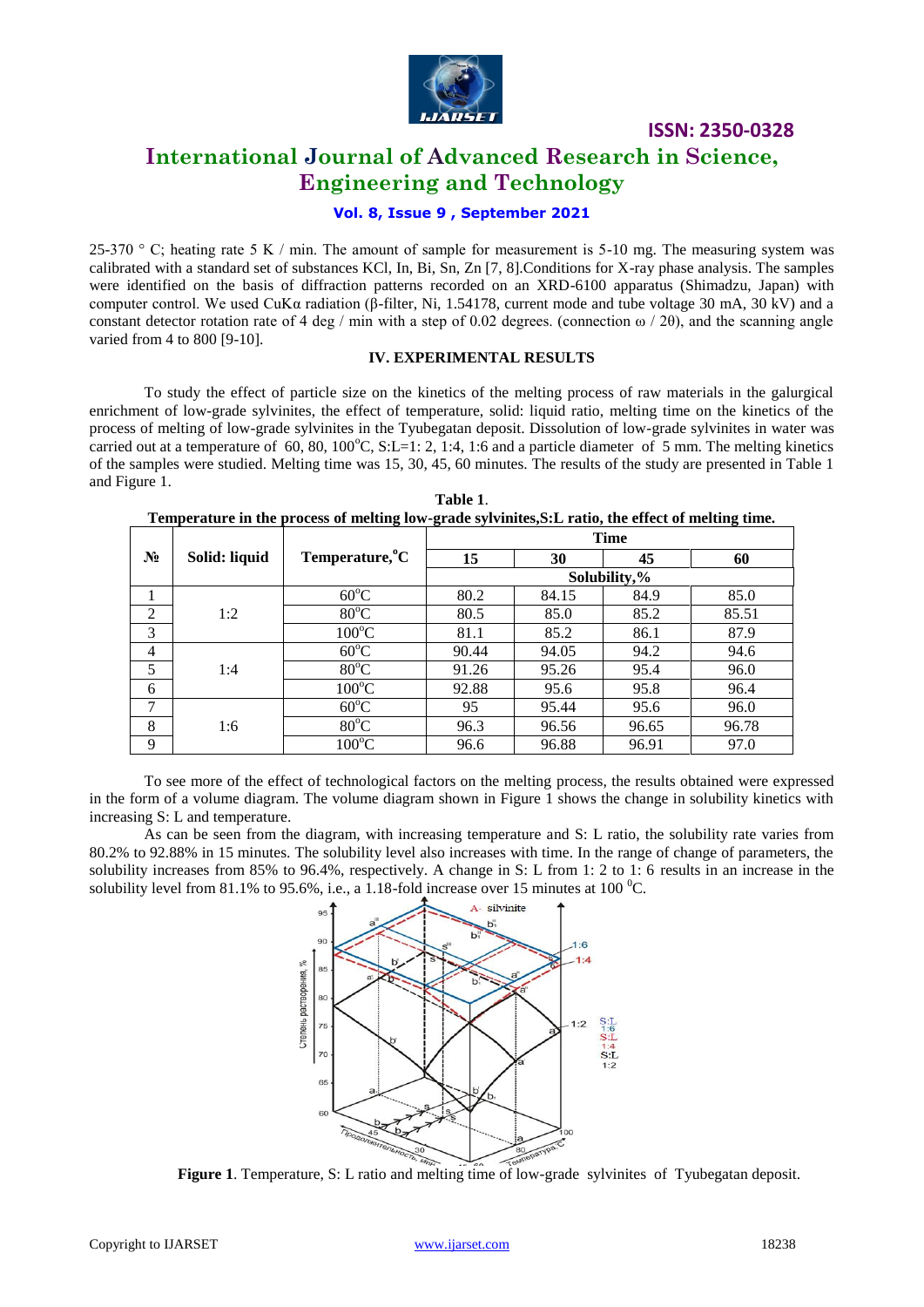25-370 ° C; heating rate 5 K / min. The amount of sample for measurement is 5-10 mg. The measuring system was calibrated with a standard set of substances KCl, In, Bi, Sn, Zn [7, 8].Conditions for X-ray phase analysis. The samples were identified on the basis of diffraction patterns recorded on an XRD-6100 apparatus (Shimadzu, Japan) with computer control. We used CuKα radiation (β-filter, Ni, 1.54178, current mode and tube voltage 30 mA, 30 kV) and a constant detector rotation rate of 4 deg / min with a step of 0.02 degrees. (connection ω / 2θ), and the scanning angle varied from 4 to 800 [9-10].

## IV. EXPERIMENTAL RESULTS

To study the effect of particle size on the kinetics of the melting process of raw materials in the galurgical enrichment of low-grade sylvinites, the effect of temperature, solid: liquid ratio, melting time on the kinetics of the process of melting of low-grade sylvinites in the Tyubegatan deposit. Dissolution of low-grade sylvinites in water was carried out at a temperature of 60, 80, 100°C, S:L=1: 2, 1:4, 1:6 and a particle diameter of 5 mm. The melting kinetics of the samples were studied. Melting time was 15, 30, 45, 60 minutes. The results of the study are presented in Table 1 and Figure 1.

**Table 1.**
**Temperature in the process of melting low-grade sylvinites,S:L ratio, the effect of melting time.**

| № | Solid: liquid | Temperature,°C | Time | | | |
|---|---|---|---|---|---|---|
| | | | 15 | 30 | 45 | 60 |
| | | | Solubility,% | | | |
| 1 | 1:2 | 60°C | 80.2 | 84.15 | 84.9 | 85.0 |
| 2 | | 80°C | 80.5 | 85.0 | 85.2 | 85.51 |
| 3 | | 100°C | 81.1 | 85.2 | 86.1 | 87.9 |
| 4 | 1:4 | 60°C | 90.44 | 94.05 | 94.2 | 94.6 |
| 5 | | 80°C | 91.26 | 95.26 | 95.4 | 96.0 |
| 6 | | 100°C | 92.88 | 95.6 | 95.8 | 96.4 |
| 7 | 1:6 | 60°C | 95 | 95.44 | 95.6 | 96.0 |
| 8 | | 80°C | 96.3 | 96.56 | 96.65 | 96.78 |
| 9 | | 100°C | 96.6 | 96.88 | 96.91 | 97.0 |

To see more of the effect of technological factors on the melting process, the results obtained were expressed in the form of a volume diagram. The volume diagram shown in Figure 1 shows the change in solubility kinetics with increasing S: L and temperature.

As can be seen from the diagram, with increasing temperature and S: L ratio, the solubility rate varies from 80.2% to 92.88% in 15 minutes. The solubility level also increases with time. In the range of change of parameters, the solubility increases from 85% to 96.4%, respectively. A change in S: L from 1: 2 to 1: 6 results in an increase in the solubility level from 81.1% to 95.6%, i.e., a 1.18-fold increase over 15 minutes at 100 °C.

**Figure 1**. Temperature, S: L ratio and melting time of low-grade sylvinites of Tyubegatan deposit.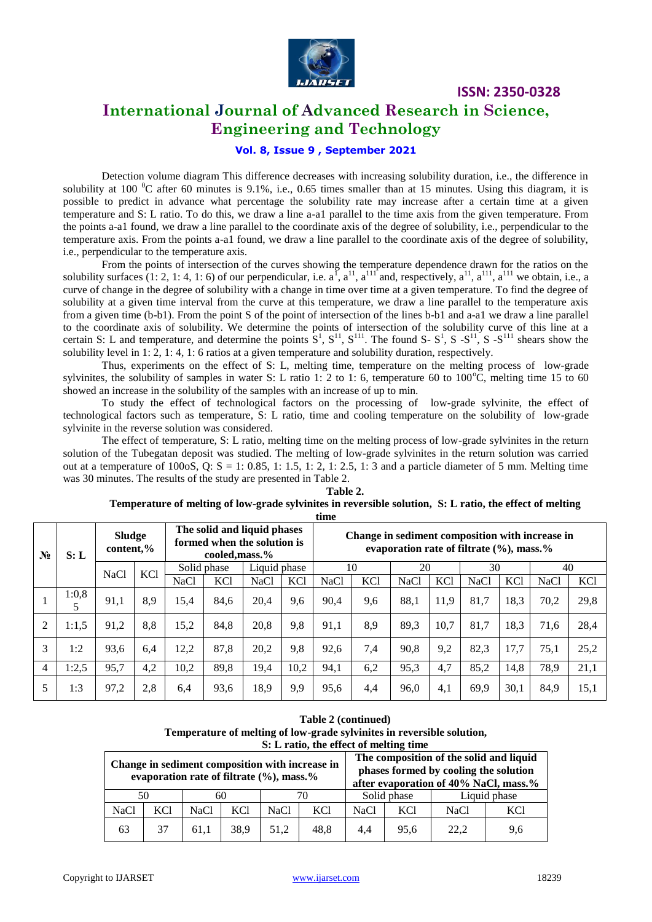Detection volume diagram This difference decreases with increasing solubility duration, i.e., the difference in solubility at 100 $^{0}$C after 60 minutes is 9.1%, i.e., 0.65 times smaller than at 15 minutes. Using this diagram, it is possible to predict in advance what percentage the solubility rate may increase after a certain time at a given temperature and S: L ratio. To do this, we draw a line a-a1 parallel to the time axis from the given temperature. From the points a-a1 found, we draw a line parallel to the coordinate axis of the degree of solubility, i.e., perpendicular to the temperature axis. From the points a-a1 found, we draw a line parallel to the coordinate axis of the degree of solubility, i.e., perpendicular to the temperature axis.

From the points of intersection of the curves showing the temperature dependence drawn for the ratios on the solubility surfaces (1: 2, 1: 4, 1: 6) of our perpendicular, i.e. $a^{1}$, $a^{11}$, $a^{111}$ and, respectively, $a^{11}$, $a^{111}$, $a^{111}$ we obtain, i.e., a curve of change in the degree of solubility with a change in time over time at a given temperature. To find the degree of solubility at a given time interval from the curve at this temperature, we draw a line parallel to the temperature axis from a given time (b-b1). From the point S of the point of intersection of the lines b-b1 and a-a1 we draw a line parallel to the coordinate axis of solubility. We determine the points of intersection of the solubility curve of this line at a certain S: L and temperature, and determine the points $S^{1}$, $S^{11}$, $S^{111}$. The found S- $S^{1}$, S -$S^{11}$, S -$S^{111}$ shears show the solubility level in 1: 2, 1: 4, 1: 6 ratios at a given temperature and solubility duration, respectively.

Thus, experiments on the effect of S: L, melting time, temperature on the melting process of low-grade sylvinites, the solubility of samples in water S: L ratio 1: 2 to 1: 6, temperature 60 to 100°C, melting time 15 to 60 showed an increase in the solubility of the samples with an increase of up to min.

To study the effect of technological factors on the processing of low-grade sylvinite, the effect of technological factors such as temperature, S: L ratio, time and cooling temperature on the solubility of low-grade sylvinite in the reverse solution was considered.

The effect of temperature, S: L ratio, melting time on the melting process of low-grade sylvinites in the return solution of the Tubegatan deposit was studied. The melting of low-grade sylvinites in the return solution was carried out at a temperature of 100oS, Q: S = 1: 0.85, 1: 1.5, 1: 2, 1: 2.5, 1: 3 and a particle diameter of 5 mm. Melting time was 30 minutes. The results of the study are presented in Table 2.

**Table 2.**
**Temperature of melting of low-grade sylvinites in reversible solution, S: L ratio, the effect of melting time**

| № | S: L | Sludge content,% | | The solid and liquid phases formed when the solution is cooled,mass.% | | | | Change in sediment composition with increase in evaporation rate of filtrate (%), mass.% | | | | | | | |
|---|---|---|---|---|---|---|---|---|---|---|---|---|---|---|---|
| | | | | Solid phase | | Liquid phase | | 10 | | 20 | | 30 | | 40 | |
| | | NaCl | KCl | NaCl | KCl | NaCl | KCl | NaCl | KCl | NaCl | KCl | NaCl | KCl | NaCl | KCl |
| 1 | 1:0,85 | 91,1 | 8,9 | 15,4 | 84,6 | 20,4 | 9,6 | 90,4 | 9,6 | 88,1 | 11,9 | 81,7 | 18,3 | 70,2 | 29,8 |
| 2 | 1:1,5 | 91,2 | 8,8 | 15,2 | 84,8 | 20,8 | 9,8 | 91,1 | 8,9 | 89,3 | 10,7 | 81,7 | 18,3 | 71,6 | 28,4 |
| 3 | 1:2 | 93,6 | 6,4 | 12,2 | 87,8 | 20,2 | 9,8 | 92,6 | 7,4 | 90,8 | 9,2 | 82,3 | 17,7 | 75,1 | 25,2 |
| 4 | 1:2,5 | 95,7 | 4,2 | 10,2 | 89,8 | 19,4 | 10,2 | 94,1 | 6,2 | 95,3 | 4,7 | 85,2 | 14,8 | 78,9 | 21,1 |
| 5 | 1:3 | 97,2 | 2,8 | 6,4 | 93,6 | 18,9 | 9,9 | 95,6 | 4,4 | 96,0 | 4,1 | 69,9 | 30,1 | 84,9 | 15,1 |

**Table 2 (continued)**
**Temperature of melting of low-grade sylvinites in reversible solution, S: L ratio, the effect of melting time**

| Change in sediment composition with increase in evaporation rate of filtrate (%), mass.% | | | | | | The composition of the solid and liquid phases formed by cooling the solution after evaporation of 40% NaCl, mass.% | | | |
|---|---|---|---|---|---|---|---|---|---|
| 50 | | 60 | | 70 | | Solid phase | | Liquid phase | |
| NaCl | KCl | NaCl | KCl | NaCl | KCl | NaCl | KCl | NaCl | KCl |
| 63 | 37 | 61,1 | 38,9 | 51,2 | 48,8 | 4,4 | 95,6 | 22,2 | 9,6 |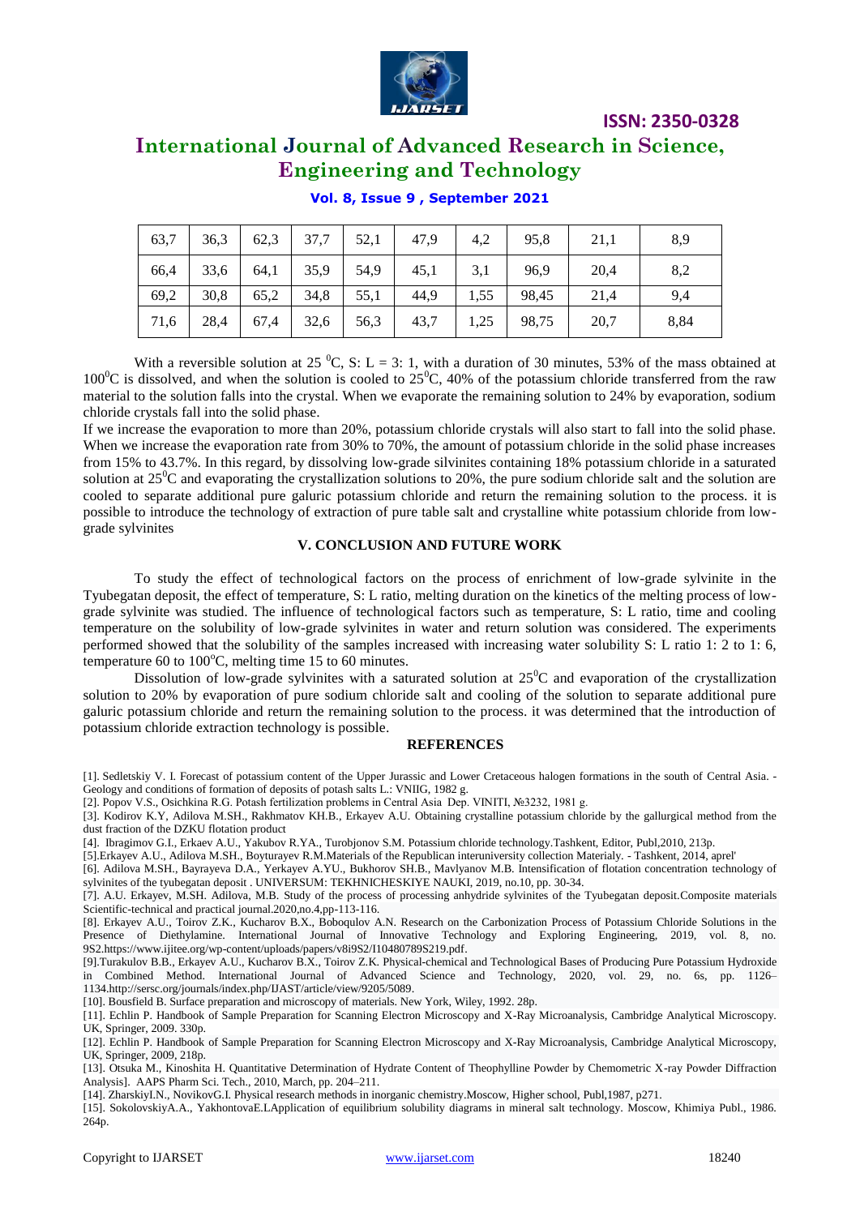| 63,7 | 36,3 | 62,3 | 37,7 | 52,1 | 47,9 | 4,2 | 95,8 | 21,1 | 8,9 |
|---|---|---|---|---|---|---|---|---|---|
| 66,4 | 33,6 | 64,1 | 35,9 | 54,9 | 45,1 | 3,1 | 96,9 | 20,4 | 8,2 |
| 69,2 | 30,8 | 65,2 | 34,8 | 55,1 | 44,9 | 1,55 | 98,45 | 21,4 | 9,4 |
| 71,6 | 28,4 | 67,4 | 32,6 | 56,3 | 43,7 | 1,25 | 98,75 | 20,7 | 8,84 |

With a reversible solution at 25 $^0$C, S: L = 3: 1, with a duration of 30 minutes, 53% of the mass obtained at 100$^0$C is dissolved, and when the solution is cooled to 25$^0$C, 40% of the potassium chloride transferred from the raw material to the solution falls into the crystal. When we evaporate the remaining solution to 24% by evaporation, sodium chloride crystals fall into the solid phase.

If we increase the evaporation to more than 20%, potassium chloride crystals will also start to fall into the solid phase. When we increase the evaporation rate from 30% to 70%, the amount of potassium chloride in the solid phase increases from 15% to 43.7%. In this regard, by dissolving low-grade silvinites containing 18% potassium chloride in a saturated solution at 25$^0$C and evaporating the crystallization solutions to 20%, the pure sodium chloride salt and the solution are cooled to separate additional pure galuric potassium chloride and return the remaining solution to the process. it is possible to introduce the technology of extraction of pure table salt and crystalline white potassium chloride from low-grade sylvinites

## V. CONCLUSION AND FUTURE WORK

To study the effect of technological factors on the process of enrichment of low-grade sylvinite in the Tyubegatan deposit, the effect of temperature, S: L ratio, melting duration on the kinetics of the melting process of low-grade sylvinite was studied. The influence of technological factors such as temperature, S: L ratio, time and cooling temperature on the solubility of low-grade sylvinites in water and return solution was considered. The experiments performed showed that the solubility of the samples increased with increasing water solubility S: L ratio 1: 2 to 1: 6, temperature 60 to 100$^o$C, melting time 15 to 60 minutes.

Dissolution of low-grade sylvinites with a saturated solution at 25$^0$C and evaporation of the crystallization solution to 20% by evaporation of pure sodium chloride salt and cooling of the solution to separate additional pure galuric potassium chloride and return the remaining solution to the process. it was determined that the introduction of potassium chloride extraction technology is possible.

## REFERENCES

[1]. Sedletskiy V. I. Forecast of potassium content of the Upper Jurassic and Lower Cretaceous halogen formations in the south of Central Asia. - Geology and conditions of formation of deposits of potash salts L.: VNIIG, 1982 g.

[2]. Popov V.S., Osichkina R.G. Potash fertilization problems in Central Asia Dep. VINITI, №3232, 1981 g.

[3]. Kodirov K.Y, Adilova M.SH., Rakhmatov KH.B., Erkayev A.U. Obtaining crystalline potassium chloride by the gallurgical method from the dust fraction of the DZKU flotation product

[4]. Ibragimov G.I., Erkaev A.U., Yakubov R.YA., Turobjonov S.M. Potassium chloride technology.Tashkent, Editor, Publ,2010, 213p.

[5].Erkayev A.U., Adilova M.SH., Boyturayev R.M.Materials of the Republican interuniversity collection Materialy. - Tashkent, 2014, aprel'

[6]. Adilova M.SH., Bayrayeva D.A., Yerkayev A.YU., Bukhorov SH.B., Mavlyanov M.B. Intensification of flotation concentration technology of sylvinites of the tyubegatan deposit . UNIVERSUM: TEKHNICHESKIYE NAUKI, 2019, no.10, pp. 30-34.

[7]. A.U. Erkayev, M.SH. Adilova, M.B. Study of the process of processing anhydride sylvinites of the Tyubegatan deposit.Composite materials Scientific-technical and practical journal.2020,no.4,pp-113-116.

[8]. Erkayev A.U., Toirov Z.K., Kucharov B.X., Boboqulov A.N. Research on the Carbonization Process of Potassium Chloride Solutions in the Presence of Diethylamine. International Journal of Innovative Technology and Exploring Engineering, 2019, vol. 8, no. 9S2.https://www.ijitee.org/wp-content/uploads/papers/v8i9S2/I10480789S219.pdf.

[9].Turakulov B.B., Erkayev A.U., Kucharov B.X., Toirov Z.K. Physical-chemical and Technological Bases of Producing Pure Potassium Hydroxide in Combined Method. International Journal of Advanced Science and Technology, 2020, vol. 29, no. 6s, pp. 1126–1134.http://sersc.org/journals/index.php/IJAST/article/view/9205/5089.

[10]. Bousfield B. Surface preparation and microscopy of materials. New York, Wiley, 1992. 28p.

[11]. Echlin P. Handbook of Sample Preparation for Scanning Electron Microscopy and X-Ray Microanalysis, Cambridge Analytical Microscopy. UK, Springer, 2009. 330p.

[12]. Echlin P. Handbook of Sample Preparation for Scanning Electron Microscopy and X-Ray Microanalysis, Cambridge Analytical Microscopy, UK, Springer, 2009, 218p.

[13]. Otsuka M., Kinoshita H. Quantitative Determination of Hydrate Content of Theophylline Powder by Chemometric X-ray Powder Diffraction Analysis]. AAPS Pharm Sci. Tech., 2010, March, pp. 204–211.

[14]. ZharskiyI.N., NovikovG.I. Physical research methods in inorganic chemistry.Moscow, Higher school, Publ,1987, p271.

[15]. SokolovskiyA.A., YakhontovaE.LApplication of equilibrium solubility diagrams in mineral salt technology. Moscow, Khimiya Publ., 1986. 264p.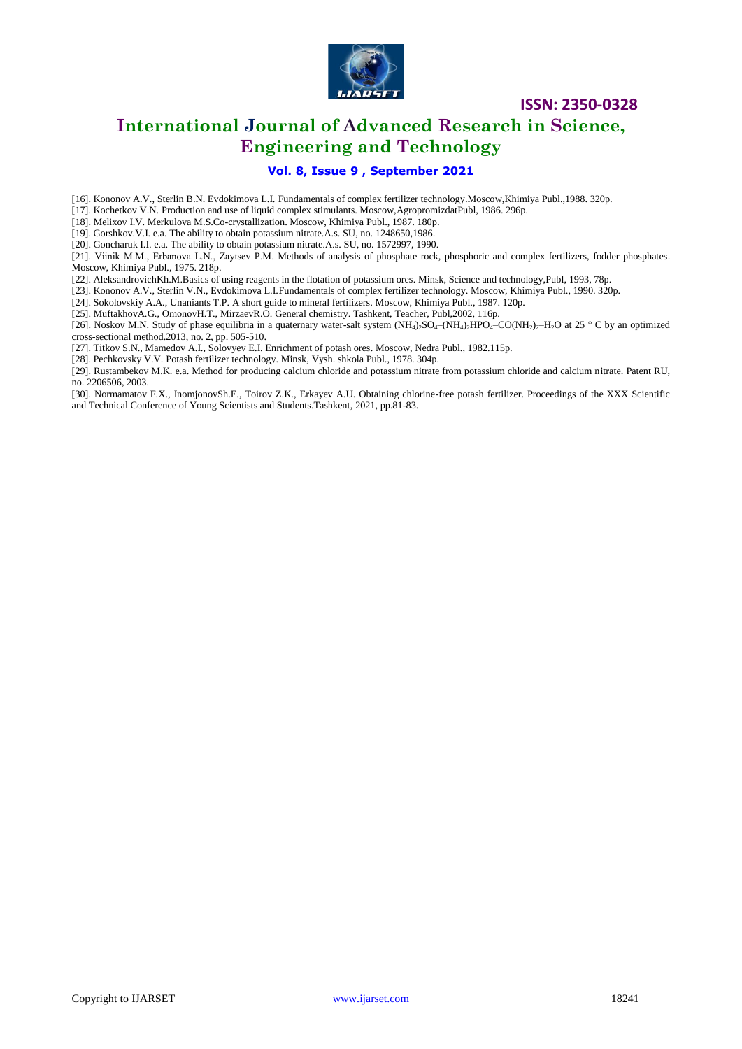[16]. Kononov A.V., Sterlin B.N. Evdokimova L.I. Fundamentals of complex fertilizer technology.Moscow,Khimiya Publ.,1988. 320p.

[17]. Kochetkov V.N. Production and use of liquid complex stimulants. Moscow,AgropromizdatPubl, 1986. 296p.

[18]. Melixov I.V. Merkulova M.S.Co-crystallization. Moscow, Khimiya Publ., 1987. 180p.

[19]. Gorshkov.V.I. e.a. The ability to obtain potassium nitrate.A.s. SU, no. 1248650,1986.

[20]. Goncharuk I.I. e.a. The ability to obtain potassium nitrate.A.s. SU, no. 1572997, 1990.

[21]. Viinik M.M., Erbanova L.N., Zaytsev P.M. Methods of analysis of phosphate rock, phosphoric and complex fertilizers, fodder phosphates. Moscow, Khimiya Publ., 1975. 218p.

[22]. AleksandrovichKh.M.Basics of using reagents in the flotation of potassium ores. Minsk, Science and technology,Publ, 1993, 78p.

[23]. Kononov A.V., Sterlin V.N., Evdokimova L.I.Fundamentals of complex fertilizer technology. Moscow, Khimiya Publ., 1990. 320p.

[24]. Sokolovskiy A.A., Unaniants T.P. A short guide to mineral fertilizers. Moscow, Khimiya Publ., 1987. 120p.

[25]. MuftakhovA.G., OmonovH.T., MirzaevR.O. General chemistry. Tashkent, Teacher, Publ,2002, 116p.

[26]. Noskov M.N. Study of phase equilibria in a quaternary water-salt system $(NH_4)_2SO_4$–$(NH_4)_2HPO_4$–$CO(NH_2)_2$–$H_2O$ at 25 ° C by an optimized cross-sectional method.2013, no. 2, pp. 505-510.

[27]. Titkov S.N., Mamedov A.I., Solovyev E.I. Enrichment of potash ores. Moscow, Nedra Publ., 1982.115p.

[28]. Pechkovsky V.V. Potash fertilizer technology. Minsk, Vysh. shkola Publ., 1978. 304p.

[29]. Rustambekov M.K. e.a. Method for producing calcium chloride and potassium nitrate from potassium chloride and calcium nitrate. Patent RU, no. 2206506, 2003.

[30]. Normamatov F.X., InomjonovSh.E., Toirov Z.K., Erkayev A.U. Obtaining chlorine-free potash fertilizer. Proceedings of the XXX Scientific and Technical Conference of Young Scientists and Students.Tashkent, 2021, pp.81-83.